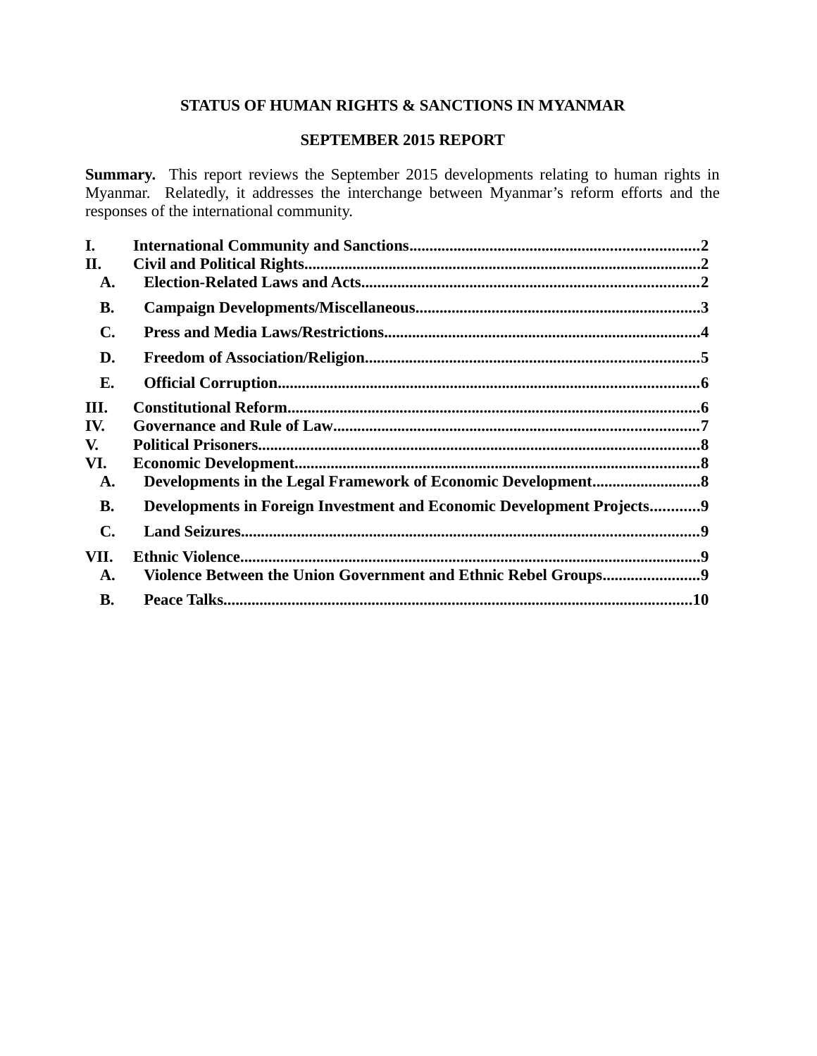# STATUS OF HUMAN RIGHTS & SANCTIONS IN MYANMAR

## SEPTEMBER 2015 REPORT

**Summary.** This report reviews the September 2015 developments relating to human rights in Myanmar. Relatedly, it addresses the interchange between Myanmar's reform efforts and the responses of the international community.

**I. International Community and Sanctions....................................................................2**
**II. Civil and Political Rights...............................................................................................2**
- **A. Election-Related Laws and Acts..................................................................................2**
- **B. Campaign Developments/Miscellaneous.....................................................................3**
- **C. Press and Media Laws/Restrictions.............................................................................4**
- **D. Freedom of Association/Religion.................................................................................5**
- **E. Official Corruption.......................................................................................................6**

**III. Constitutional Reform....................................................................................................6**
**IV. Governance and Rule of Law.........................................................................................7**
**V. Political Prisoners...........................................................................................................8**
**VI. Economic Development..................................................................................................8**
- **A. Developments in the Legal Framework of Economic Development..........................8**
- **B. Developments in Foreign Investment and Economic Development Projects............9**
- **C. Land Seizures...............................................................................................................9**

**VII. Ethnic Violence................................................................................................................9**
- **A. Violence Between the Union Government and Ethnic Rebel Groups........................9**
- **B. Peace Talks...................................................................................................................10**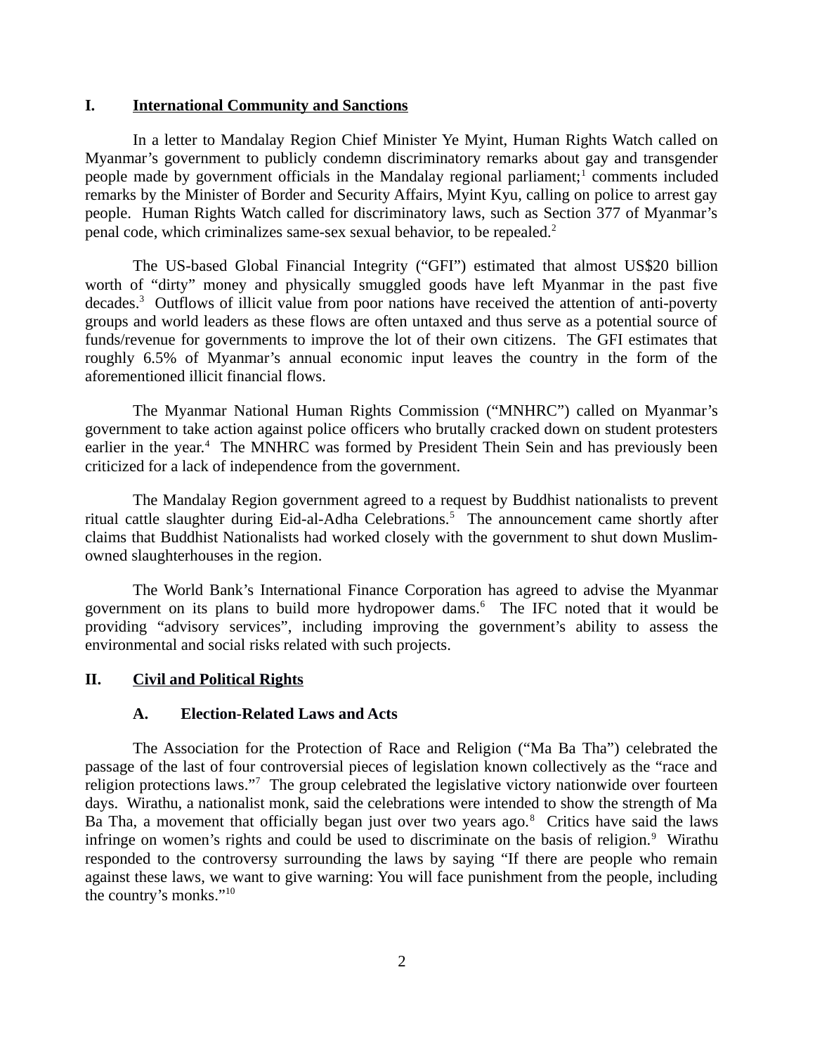## I. International Community and Sanctions

In a letter to Mandalay Region Chief Minister Ye Myint, Human Rights Watch called on Myanmar's government to publicly condemn discriminatory remarks about gay and transgender people made by government officials in the Mandalay regional parliament;[1] comments included remarks by the Minister of Border and Security Affairs, Myint Kyu, calling on police to arrest gay people. Human Rights Watch called for discriminatory laws, such as Section 377 of Myanmar's penal code, which criminalizes same-sex sexual behavior, to be repealed.[2]

The US-based Global Financial Integrity ("GFI") estimated that almost US$20 billion worth of "dirty" money and physically smuggled goods have left Myanmar in the past five decades.[3] Outflows of illicit value from poor nations have received the attention of anti-poverty groups and world leaders as these flows are often untaxed and thus serve as a potential source of funds/revenue for governments to improve the lot of their own citizens. The GFI estimates that roughly 6.5% of Myanmar's annual economic input leaves the country in the form of the aforementioned illicit financial flows.

The Myanmar National Human Rights Commission ("MNHRC") called on Myanmar's government to take action against police officers who brutally cracked down on student protesters earlier in the year.[4] The MNHRC was formed by President Thein Sein and has previously been criticized for a lack of independence from the government.

The Mandalay Region government agreed to a request by Buddhist nationalists to prevent ritual cattle slaughter during Eid-al-Adha Celebrations.[5] The announcement came shortly after claims that Buddhist Nationalists had worked closely with the government to shut down Muslim-owned slaughterhouses in the region.

The World Bank's International Finance Corporation has agreed to advise the Myanmar government on its plans to build more hydropower dams.[6] The IFC noted that it would be providing "advisory services", including improving the government's ability to assess the environmental and social risks related with such projects.

## II. Civil and Political Rights

### A. Election-Related Laws and Acts

The Association for the Protection of Race and Religion ("Ma Ba Tha") celebrated the passage of the last of four controversial pieces of legislation known collectively as the "race and religion protections laws."[7] The group celebrated the legislative victory nationwide over fourteen days. Wirathu, a nationalist monk, said the celebrations were intended to show the strength of Ma Ba Tha, a movement that officially began just over two years ago.[8] Critics have said the laws infringe on women's rights and could be used to discriminate on the basis of religion.[9] Wirathu responded to the controversy surrounding the laws by saying "If there are people who remain against these laws, we want to give warning: You will face punishment from the people, including the country's monks."[10]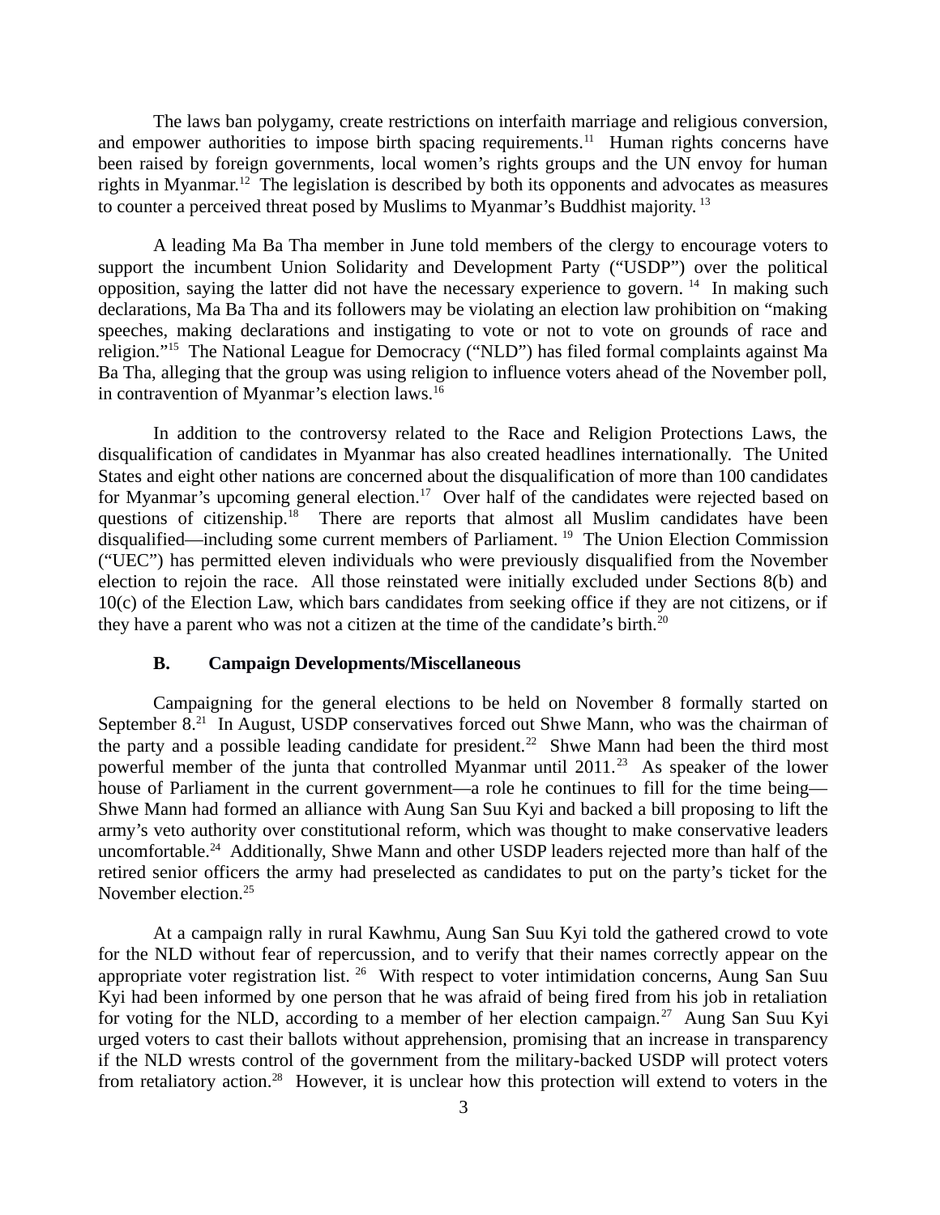The laws ban polygamy, create restrictions on interfaith marriage and religious conversion, and empower authorities to impose birth spacing requirements.[11] Human rights concerns have been raised by foreign governments, local women's rights groups and the UN envoy for human rights in Myanmar.[12] The legislation is described by both its opponents and advocates as measures to counter a perceived threat posed by Muslims to Myanmar's Buddhist majority.[13]

A leading Ma Ba Tha member in June told members of the clergy to encourage voters to support the incumbent Union Solidarity and Development Party ("USDP") over the political opposition, saying the latter did not have the necessary experience to govern.[14] In making such declarations, Ma Ba Tha and its followers may be violating an election law prohibition on "making speeches, making declarations and instigating to vote or not to vote on grounds of race and religion."[15] The National League for Democracy ("NLD") has filed formal complaints against Ma Ba Tha, alleging that the group was using religion to influence voters ahead of the November poll, in contravention of Myanmar's election laws.[16]

In addition to the controversy related to the Race and Religion Protections Laws, the disqualification of candidates in Myanmar has also created headlines internationally. The United States and eight other nations are concerned about the disqualification of more than 100 candidates for Myanmar's upcoming general election.[17] Over half of the candidates were rejected based on questions of citizenship.[18] There are reports that almost all Muslim candidates have been disqualified—including some current members of Parliament.[19] The Union Election Commission ("UEC") has permitted eleven individuals who were previously disqualified from the November election to rejoin the race. All those reinstated were initially excluded under Sections 8(b) and 10(c) of the Election Law, which bars candidates from seeking office if they are not citizens, or if they have a parent who was not a citizen at the time of the candidate's birth.[20]

### B. Campaign Developments/Miscellaneous

Campaigning for the general elections to be held on November 8 formally started on September 8.[21] In August, USDP conservatives forced out Shwe Mann, who was the chairman of the party and a possible leading candidate for president.[22] Shwe Mann had been the third most powerful member of the junta that controlled Myanmar until 2011.[23] As speaker of the lower house of Parliament in the current government—a role he continues to fill for the time being—Shwe Mann had formed an alliance with Aung San Suu Kyi and backed a bill proposing to lift the army's veto authority over constitutional reform, which was thought to make conservative leaders uncomfortable.[24] Additionally, Shwe Mann and other USDP leaders rejected more than half of the retired senior officers the army had preselected as candidates to put on the party's ticket for the November election.[25]

At a campaign rally in rural Kawhmu, Aung San Suu Kyi told the gathered crowd to vote for the NLD without fear of repercussion, and to verify that their names correctly appear on the appropriate voter registration list.[26] With respect to voter intimidation concerns, Aung San Suu Kyi had been informed by one person that he was afraid of being fired from his job in retaliation for voting for the NLD, according to a member of her election campaign.[27] Aung San Suu Kyi urged voters to cast their ballots without apprehension, promising that an increase in transparency if the NLD wrests control of the government from the military-backed USDP will protect voters from retaliatory action.[28] However, it is unclear how this protection will extend to voters in the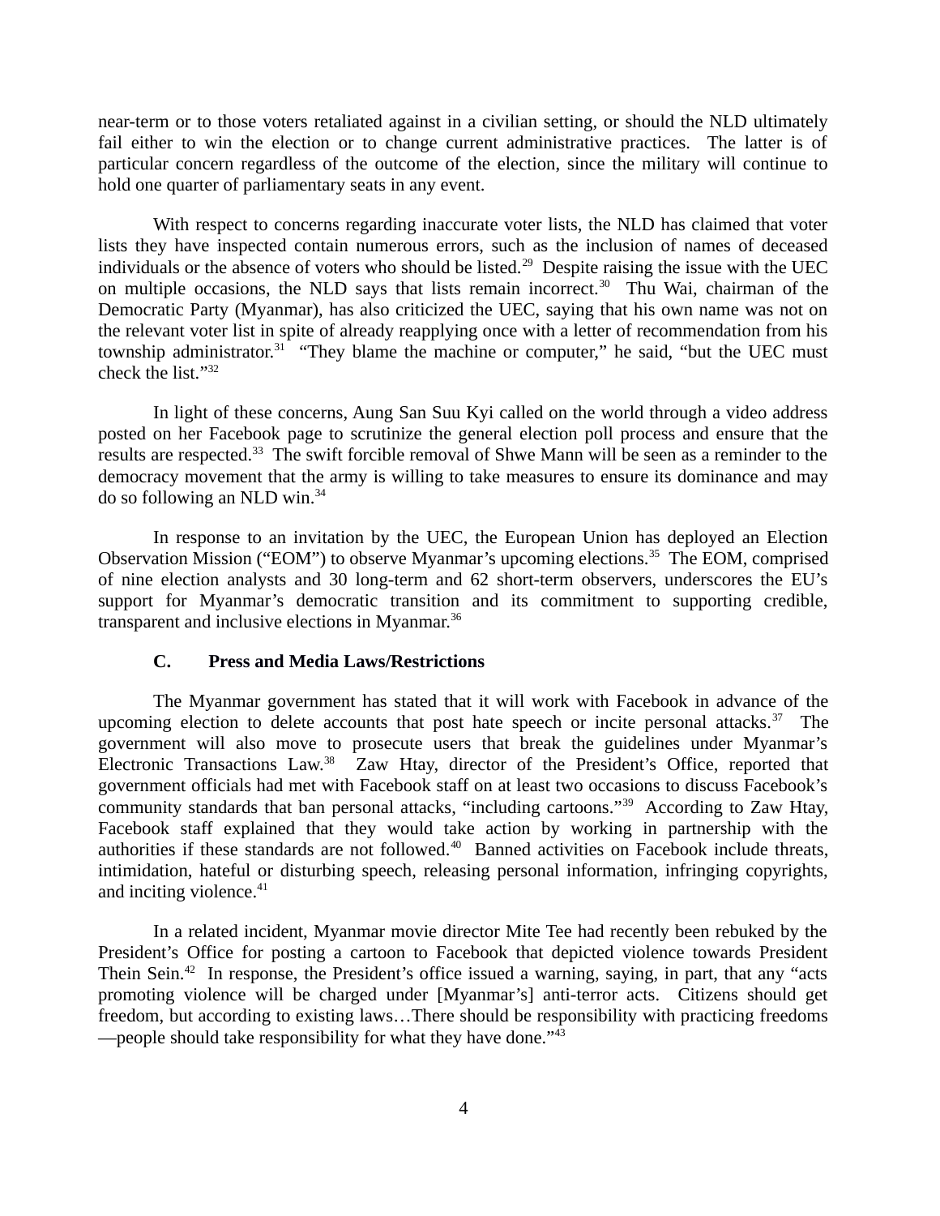near-term or to those voters retaliated against in a civilian setting, or should the NLD ultimately fail either to win the election or to change current administrative practices. The latter is of particular concern regardless of the outcome of the election, since the military will continue to hold one quarter of parliamentary seats in any event.

With respect to concerns regarding inaccurate voter lists, the NLD has claimed that voter lists they have inspected contain numerous errors, such as the inclusion of names of deceased individuals or the absence of voters who should be listed.[29] Despite raising the issue with the UEC on multiple occasions, the NLD says that lists remain incorrect.[30] Thu Wai, chairman of the Democratic Party (Myanmar), has also criticized the UEC, saying that his own name was not on the relevant voter list in spite of already reapplying once with a letter of recommendation from his township administrator.[31] "They blame the machine or computer," he said, "but the UEC must check the list."[32]

In light of these concerns, Aung San Suu Kyi called on the world through a video address posted on her Facebook page to scrutinize the general election poll process and ensure that the results are respected.[33] The swift forcible removal of Shwe Mann will be seen as a reminder to the democracy movement that the army is willing to take measures to ensure its dominance and may do so following an NLD win.[34]

In response to an invitation by the UEC, the European Union has deployed an Election Observation Mission ("EOM") to observe Myanmar's upcoming elections.[35] The EOM, comprised of nine election analysts and 30 long-term and 62 short-term observers, underscores the EU's support for Myanmar's democratic transition and its commitment to supporting credible, transparent and inclusive elections in Myanmar.[36]

### C. Press and Media Laws/Restrictions

The Myanmar government has stated that it will work with Facebook in advance of the upcoming election to delete accounts that post hate speech or incite personal attacks.[37] The government will also move to prosecute users that break the guidelines under Myanmar's Electronic Transactions Law.[38] Zaw Htay, director of the President's Office, reported that government officials had met with Facebook staff on at least two occasions to discuss Facebook's community standards that ban personal attacks, "including cartoons."[39] According to Zaw Htay, Facebook staff explained that they would take action by working in partnership with the authorities if these standards are not followed.[40] Banned activities on Facebook include threats, intimidation, hateful or disturbing speech, releasing personal information, infringing copyrights, and inciting violence.[41]

In a related incident, Myanmar movie director Mite Tee had recently been rebuked by the President's Office for posting a cartoon to Facebook that depicted violence towards President Thein Sein.[42] In response, the President's office issued a warning, saying, in part, that any "acts promoting violence will be charged under [Myanmar's] anti-terror acts. Citizens should get freedom, but according to existing laws…There should be responsibility with practicing freedoms—people should take responsibility for what they have done."[43]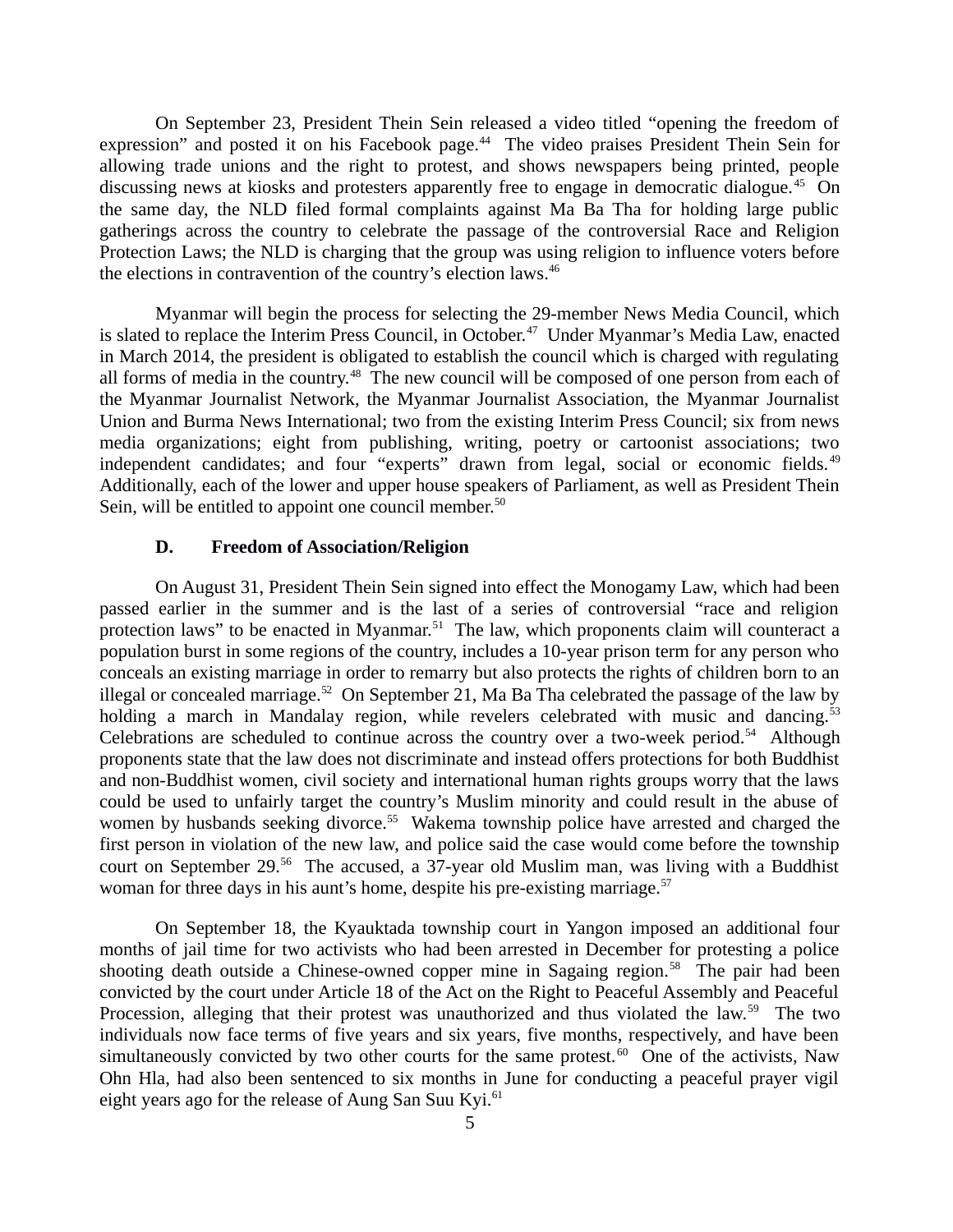On September 23, President Thein Sein released a video titled "opening the freedom of expression" and posted it on his Facebook page.[44] The video praises President Thein Sein for allowing trade unions and the right to protest, and shows newspapers being printed, people discussing news at kiosks and protesters apparently free to engage in democratic dialogue.[45] On the same day, the NLD filed formal complaints against Ma Ba Tha for holding large public gatherings across the country to celebrate the passage of the controversial Race and Religion Protection Laws; the NLD is charging that the group was using religion to influence voters before the elections in contravention of the country's election laws.[46]

Myanmar will begin the process for selecting the 29-member News Media Council, which is slated to replace the Interim Press Council, in October.[47] Under Myanmar's Media Law, enacted in March 2014, the president is obligated to establish the council which is charged with regulating all forms of media in the country.[48] The new council will be composed of one person from each of the Myanmar Journalist Network, the Myanmar Journalist Association, the Myanmar Journalist Union and Burma News International; two from the existing Interim Press Council; six from news media organizations; eight from publishing, writing, poetry or cartoonist associations; two independent candidates; and four "experts" drawn from legal, social or economic fields.[49] Additionally, each of the lower and upper house speakers of Parliament, as well as President Thein Sein, will be entitled to appoint one council member.[50]

### D. Freedom of Association/Religion

On August 31, President Thein Sein signed into effect the Monogamy Law, which had been passed earlier in the summer and is the last of a series of controversial "race and religion protection laws" to be enacted in Myanmar.[51] The law, which proponents claim will counteract a population burst in some regions of the country, includes a 10-year prison term for any person who conceals an existing marriage in order to remarry but also protects the rights of children born to an illegal or concealed marriage.[52] On September 21, Ma Ba Tha celebrated the passage of the law by holding a march in Mandalay region, while revelers celebrated with music and dancing.[53] Celebrations are scheduled to continue across the country over a two-week period.[54] Although proponents state that the law does not discriminate and instead offers protections for both Buddhist and non-Buddhist women, civil society and international human rights groups worry that the laws could be used to unfairly target the country's Muslim minority and could result in the abuse of women by husbands seeking divorce.[55] Wakema township police have arrested and charged the first person in violation of the new law, and police said the case would come before the township court on September 29.[56] The accused, a 37-year old Muslim man, was living with a Buddhist woman for three days in his aunt's home, despite his pre-existing marriage.[57]

On September 18, the Kyauktada township court in Yangon imposed an additional four months of jail time for two activists who had been arrested in December for protesting a police shooting death outside a Chinese-owned copper mine in Sagaing region.[58] The pair had been convicted by the court under Article 18 of the Act on the Right to Peaceful Assembly and Peaceful Procession, alleging that their protest was unauthorized and thus violated the law.[59] The two individuals now face terms of five years and six years, five months, respectively, and have been simultaneously convicted by two other courts for the same protest.[60] One of the activists, Naw Ohn Hla, had also been sentenced to six months in June for conducting a peaceful prayer vigil eight years ago for the release of Aung San Suu Kyi.[61]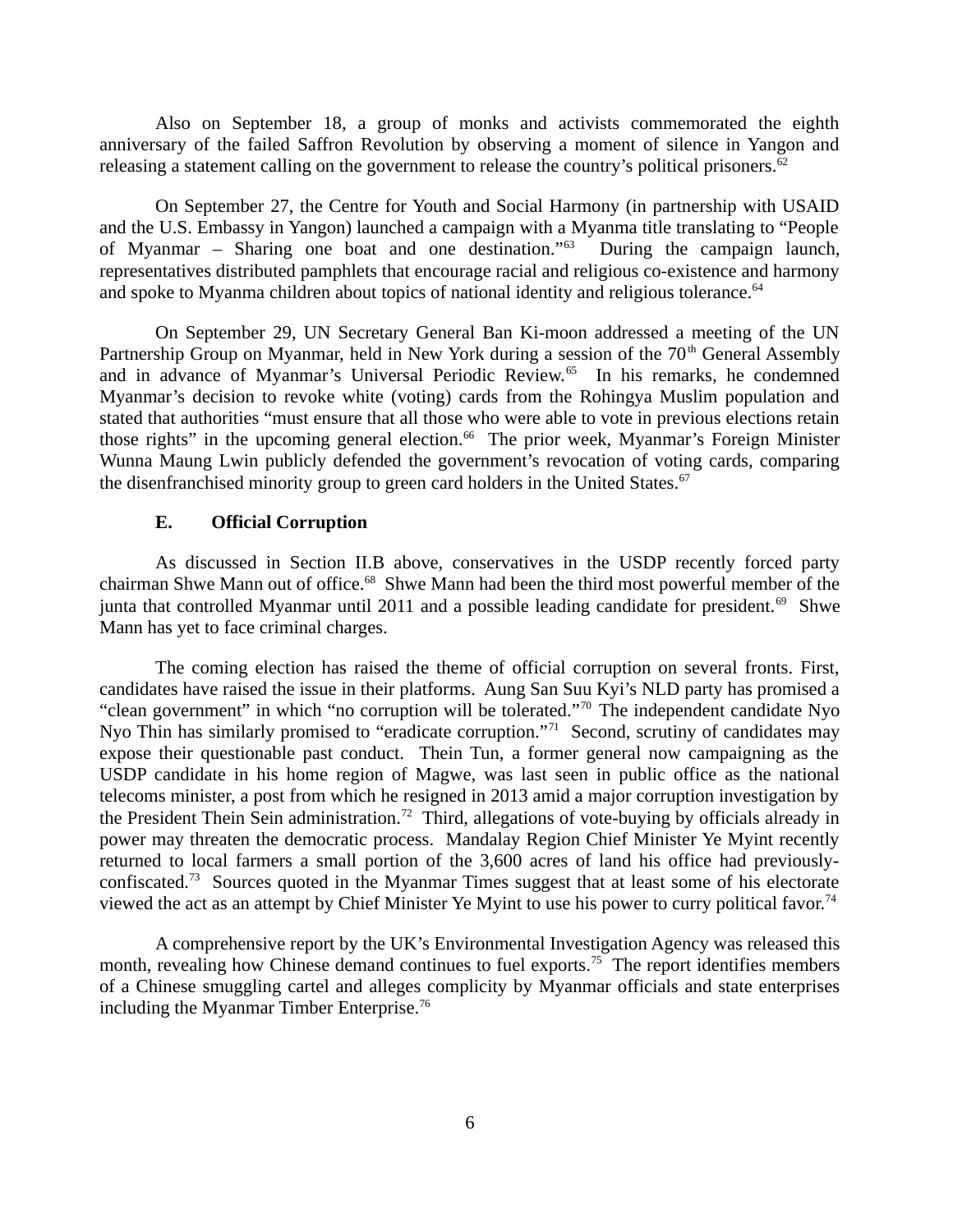Also on September 18, a group of monks and activists commemorated the eighth anniversary of the failed Saffron Revolution by observing a moment of silence in Yangon and releasing a statement calling on the government to release the country's political prisoners.[62]

On September 27, the Centre for Youth and Social Harmony (in partnership with USAID and the U.S. Embassy in Yangon) launched a campaign with a Myanma title translating to "People of Myanmar – Sharing one boat and one destination."[63] During the campaign launch, representatives distributed pamphlets that encourage racial and religious co-existence and harmony and spoke to Myanma children about topics of national identity and religious tolerance.[64]

On September 29, UN Secretary General Ban Ki-moon addressed a meeting of the UN Partnership Group on Myanmar, held in New York during a session of the 70th General Assembly and in advance of Myanmar's Universal Periodic Review.[65] In his remarks, he condemned Myanmar's decision to revoke white (voting) cards from the Rohingya Muslim population and stated that authorities "must ensure that all those who were able to vote in previous elections retain those rights" in the upcoming general election.[66] The prior week, Myanmar's Foreign Minister Wunna Maung Lwin publicly defended the government's revocation of voting cards, comparing the disenfranchised minority group to green card holders in the United States.[67]

### E. Official Corruption

As discussed in Section II.B above, conservatives in the USDP recently forced party chairman Shwe Mann out of office.[68] Shwe Mann had been the third most powerful member of the junta that controlled Myanmar until 2011 and a possible leading candidate for president.[69] Shwe Mann has yet to face criminal charges.

The coming election has raised the theme of official corruption on several fronts. First, candidates have raised the issue in their platforms. Aung San Suu Kyi's NLD party has promised a "clean government" in which "no corruption will be tolerated."[70] The independent candidate Nyo Nyo Thin has similarly promised to "eradicate corruption."[71] Second, scrutiny of candidates may expose their questionable past conduct. Thein Tun, a former general now campaigning as the USDP candidate in his home region of Magwe, was last seen in public office as the national telecoms minister, a post from which he resigned in 2013 amid a major corruption investigation by the President Thein Sein administration.[72] Third, allegations of vote-buying by officials already in power may threaten the democratic process. Mandalay Region Chief Minister Ye Myint recently returned to local farmers a small portion of the 3,600 acres of land his office had previously-confiscated.[73] Sources quoted in the Myanmar Times suggest that at least some of his electorate viewed the act as an attempt by Chief Minister Ye Myint to use his power to curry political favor.[74]

A comprehensive report by the UK's Environmental Investigation Agency was released this month, revealing how Chinese demand continues to fuel exports.[75] The report identifies members of a Chinese smuggling cartel and alleges complicity by Myanmar officials and state enterprises including the Myanmar Timber Enterprise.[76]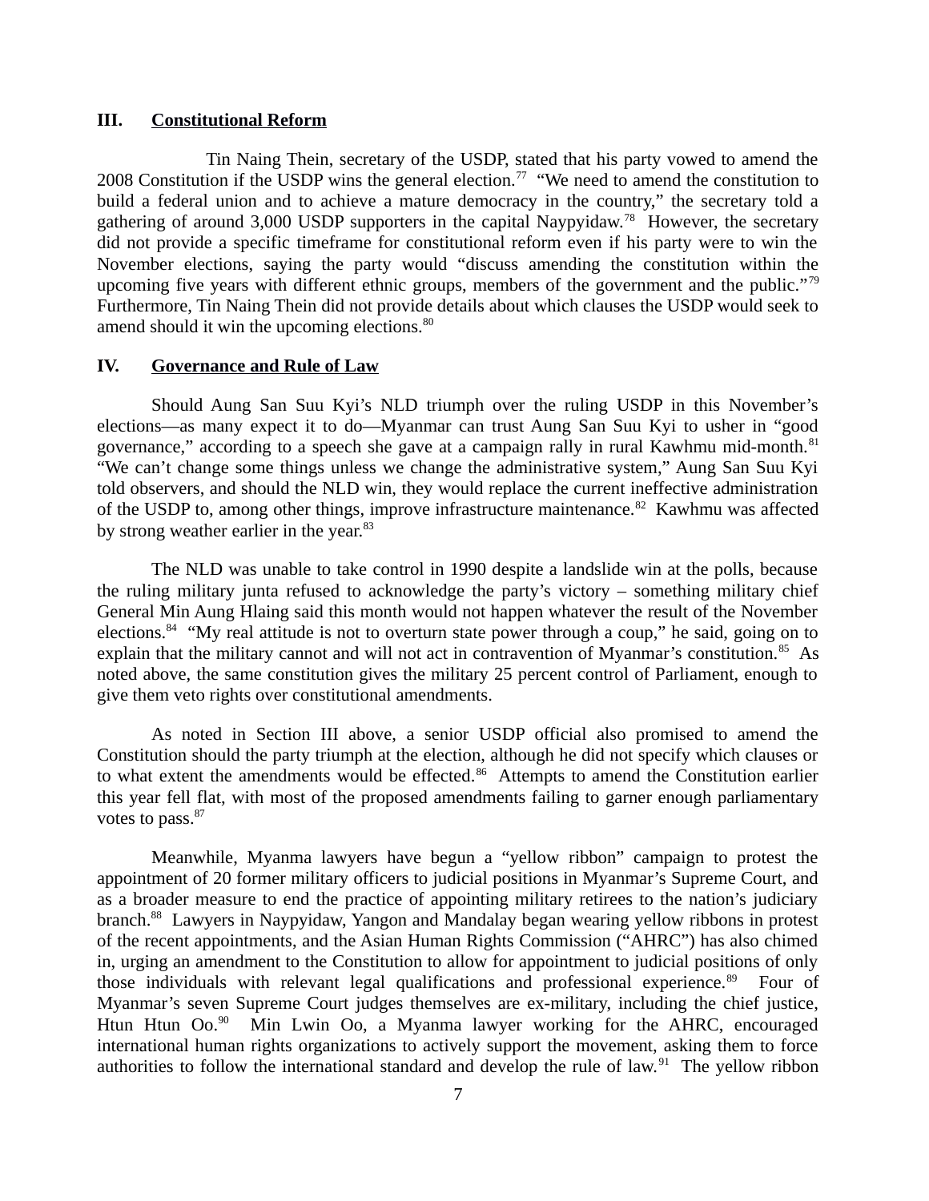## III. Constitutional Reform

Tin Naing Thein, secretary of the USDP, stated that his party vowed to amend the 2008 Constitution if the USDP wins the general election.[77] "We need to amend the constitution to build a federal union and to achieve a mature democracy in the country," the secretary told a gathering of around 3,000 USDP supporters in the capital Naypyidaw.[78] However, the secretary did not provide a specific timeframe for constitutional reform even if his party were to win the November elections, saying the party would "discuss amending the constitution within the upcoming five years with different ethnic groups, members of the government and the public."[79] Furthermore, Tin Naing Thein did not provide details about which clauses the USDP would seek to amend should it win the upcoming elections.[80]

## IV. Governance and Rule of Law

Should Aung San Suu Kyi's NLD triumph over the ruling USDP in this November's elections—as many expect it to do—Myanmar can trust Aung San Suu Kyi to usher in "good governance," according to a speech she gave at a campaign rally in rural Kawhmu mid-month.[81] "We can't change some things unless we change the administrative system," Aung San Suu Kyi told observers, and should the NLD win, they would replace the current ineffective administration of the USDP to, among other things, improve infrastructure maintenance.[82] Kawhmu was affected by strong weather earlier in the year.[83]

The NLD was unable to take control in 1990 despite a landslide win at the polls, because the ruling military junta refused to acknowledge the party's victory – something military chief General Min Aung Hlaing said this month would not happen whatever the result of the November elections.[84] "My real attitude is not to overturn state power through a coup," he said, going on to explain that the military cannot and will not act in contravention of Myanmar's constitution.[85] As noted above, the same constitution gives the military 25 percent control of Parliament, enough to give them veto rights over constitutional amendments.

As noted in Section III above, a senior USDP official also promised to amend the Constitution should the party triumph at the election, although he did not specify which clauses or to what extent the amendments would be effected.[86] Attempts to amend the Constitution earlier this year fell flat, with most of the proposed amendments failing to garner enough parliamentary votes to pass.[87]

Meanwhile, Myanma lawyers have begun a "yellow ribbon" campaign to protest the appointment of 20 former military officers to judicial positions in Myanmar's Supreme Court, and as a broader measure to end the practice of appointing military retirees to the nation's judiciary branch.[88] Lawyers in Naypyidaw, Yangon and Mandalay began wearing yellow ribbons in protest of the recent appointments, and the Asian Human Rights Commission ("AHRC") has also chimed in, urging an amendment to the Constitution to allow for appointment to judicial positions of only those individuals with relevant legal qualifications and professional experience.[89] Four of Myanmar's seven Supreme Court judges themselves are ex-military, including the chief justice, Htun Htun Oo.[90] Min Lwin Oo, a Myanma lawyer working for the AHRC, encouraged international human rights organizations to actively support the movement, asking them to force authorities to follow the international standard and develop the rule of law.[91] The yellow ribbon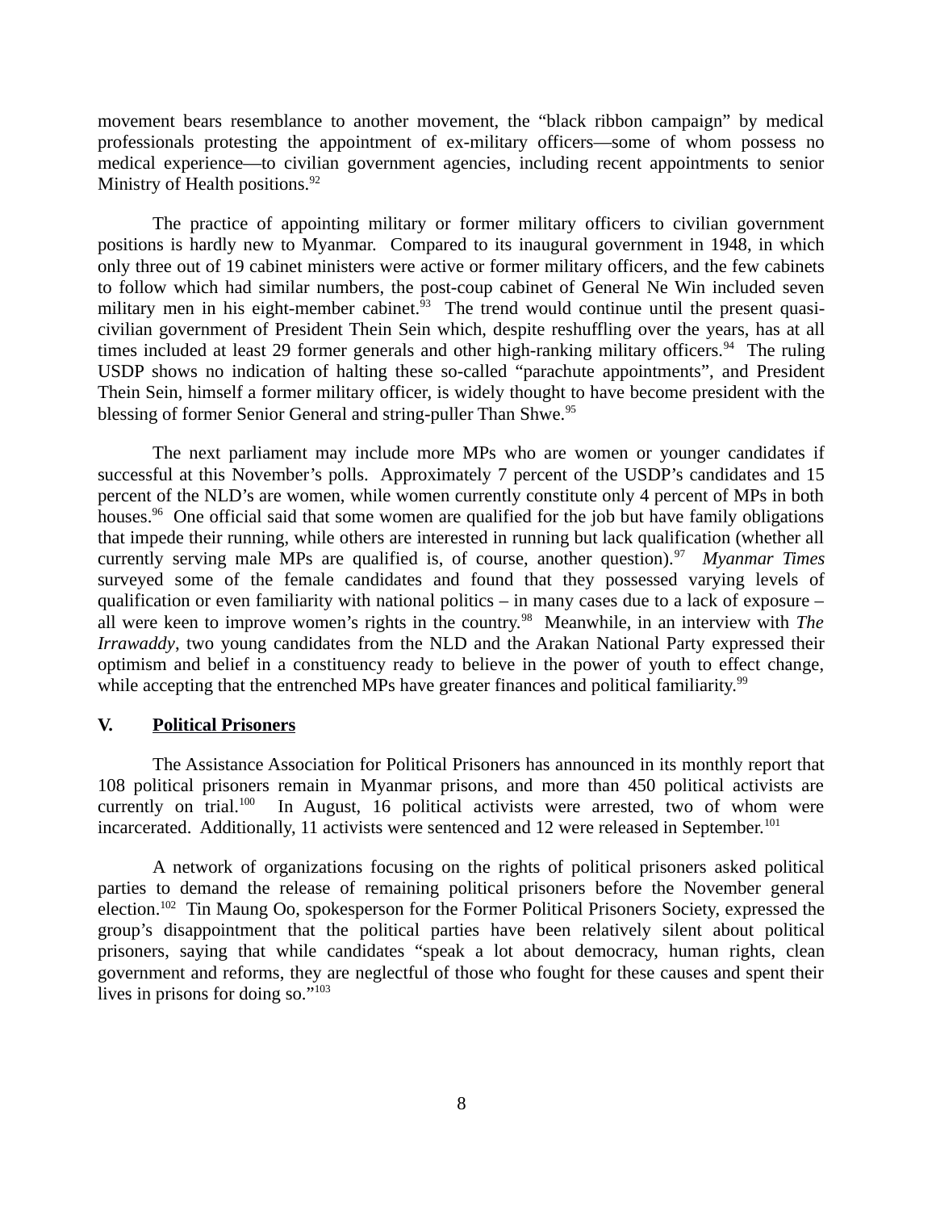movement bears resemblance to another movement, the “black ribbon campaign” by medical professionals protesting the appointment of ex-military officers—some of whom possess no medical experience—to civilian government agencies, including recent appointments to senior Ministry of Health positions.[92]

The practice of appointing military or former military officers to civilian government positions is hardly new to Myanmar. Compared to its inaugural government in 1948, in which only three out of 19 cabinet ministers were active or former military officers, and the few cabinets to follow which had similar numbers, the post-coup cabinet of General Ne Win included seven military men in his eight-member cabinet.[93] The trend would continue until the present quasi-civilian government of President Thein Sein which, despite reshuffling over the years, has at all times included at least 29 former generals and other high-ranking military officers.[94] The ruling USDP shows no indication of halting these so-called “parachute appointments”, and President Thein Sein, himself a former military officer, is widely thought to have become president with the blessing of former Senior General and string-puller Than Shwe.[95]

The next parliament may include more MPs who are women or younger candidates if successful at this November’s polls. Approximately 7 percent of the USDP’s candidates and 15 percent of the NLD’s are women, while women currently constitute only 4 percent of MPs in both houses.[96] One official said that some women are qualified for the job but have family obligations that impede their running, while others are interested in running but lack qualification (whether all currently serving male MPs are qualified is, of course, another question).[97] *Myanmar Times* surveyed some of the female candidates and found that they possessed varying levels of qualification or even familiarity with national politics – in many cases due to a lack of exposure – all were keen to improve women’s rights in the country.[98] Meanwhile, in an interview with *The Irrawaddy*, two young candidates from the NLD and the Arakan National Party expressed their optimism and belief in a constituency ready to believe in the power of youth to effect change, while accepting that the entrenched MPs have greater finances and political familiarity.[99]

## V. Political Prisoners

The Assistance Association for Political Prisoners has announced in its monthly report that 108 political prisoners remain in Myanmar prisons, and more than 450 political activists are currently on trial.[100] In August, 16 political activists were arrested, two of whom were incarcerated. Additionally, 11 activists were sentenced and 12 were released in September.[101]

A network of organizations focusing on the rights of political prisoners asked political parties to demand the release of remaining political prisoners before the November general election.[102] Tin Maung Oo, spokesperson for the Former Political Prisoners Society, expressed the group’s disappointment that the political parties have been relatively silent about political prisoners, saying that while candidates “speak a lot about democracy, human rights, clean government and reforms, they are neglectful of those who fought for these causes and spent their lives in prisons for doing so.”[103]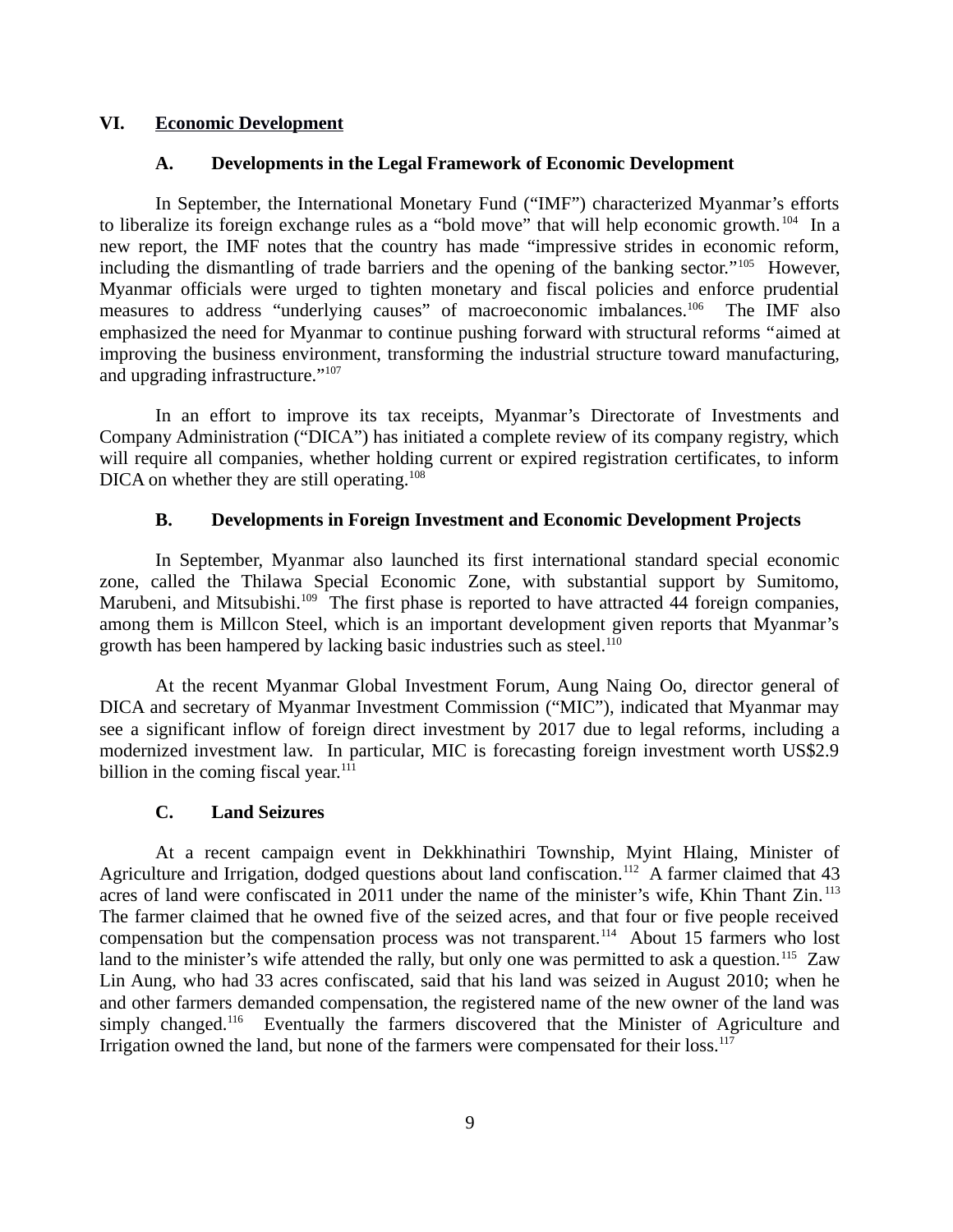## VI. Economic Development

### A. Developments in the Legal Framework of Economic Development

In September, the International Monetary Fund ("IMF") characterized Myanmar's efforts to liberalize its foreign exchange rules as a "bold move" that will help economic growth.[104] In a new report, the IMF notes that the country has made "impressive strides in economic reform, including the dismantling of trade barriers and the opening of the banking sector."[105] However, Myanmar officials were urged to tighten monetary and fiscal policies and enforce prudential measures to address "underlying causes" of macroeconomic imbalances.[106] The IMF also emphasized the need for Myanmar to continue pushing forward with structural reforms "aimed at improving the business environment, transforming the industrial structure toward manufacturing, and upgrading infrastructure."[107]

In an effort to improve its tax receipts, Myanmar's Directorate of Investments and Company Administration ("DICA") has initiated a complete review of its company registry, which will require all companies, whether holding current or expired registration certificates, to inform DICA on whether they are still operating.[108]

### B. Developments in Foreign Investment and Economic Development Projects

In September, Myanmar also launched its first international standard special economic zone, called the Thilawa Special Economic Zone, with substantial support by Sumitomo, Marubeni, and Mitsubishi.[109] The first phase is reported to have attracted 44 foreign companies, among them is Millcon Steel, which is an important development given reports that Myanmar's growth has been hampered by lacking basic industries such as steel.[110]

At the recent Myanmar Global Investment Forum, Aung Naing Oo, director general of DICA and secretary of Myanmar Investment Commission ("MIC"), indicated that Myanmar may see a significant inflow of foreign direct investment by 2017 due to legal reforms, including a modernized investment law. In particular, MIC is forecasting foreign investment worth US$2.9 billion in the coming fiscal year.[111]

### C. Land Seizures

At a recent campaign event in Dekkhinathiri Township, Myint Hlaing, Minister of Agriculture and Irrigation, dodged questions about land confiscation.[112] A farmer claimed that 43 acres of land were confiscated in 2011 under the name of the minister's wife, Khin Thant Zin.[113] The farmer claimed that he owned five of the seized acres, and that four or five people received compensation but the compensation process was not transparent.[114] About 15 farmers who lost land to the minister's wife attended the rally, but only one was permitted to ask a question.[115] Zaw Lin Aung, who had 33 acres confiscated, said that his land was seized in August 2010; when he and other farmers demanded compensation, the registered name of the new owner of the land was simply changed.[116] Eventually the farmers discovered that the Minister of Agriculture and Irrigation owned the land, but none of the farmers were compensated for their loss.[117]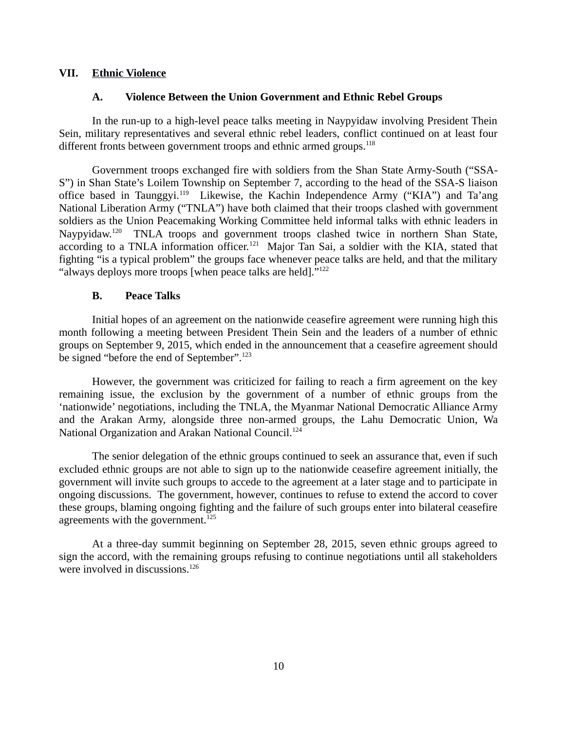## VII. Ethnic Violence

### A. Violence Between the Union Government and Ethnic Rebel Groups

In the run-up to a high-level peace talks meeting in Naypyidaw involving President Thein Sein, military representatives and several ethnic rebel leaders, conflict continued on at least four different fronts between government troops and ethnic armed groups.[118]

Government troops exchanged fire with soldiers from the Shan State Army-South ("SSA-S") in Shan State's Loilem Township on September 7, according to the head of the SSA-S liaison office based in Taunggyi.[119] Likewise, the Kachin Independence Army ("KIA") and Ta'ang National Liberation Army ("TNLA") have both claimed that their troops clashed with government soldiers as the Union Peacemaking Working Committee held informal talks with ethnic leaders in Naypyidaw.[120] TNLA troops and government troops clashed twice in northern Shan State, according to a TNLA information officer.[121] Major Tan Sai, a soldier with the KIA, stated that fighting "is a typical problem" the groups face whenever peace talks are held, and that the military "always deploys more troops [when peace talks are held]."[122]

### B. Peace Talks

Initial hopes of an agreement on the nationwide ceasefire agreement were running high this month following a meeting between President Thein Sein and the leaders of a number of ethnic groups on September 9, 2015, which ended in the announcement that a ceasefire agreement should be signed "before the end of September".[123]

However, the government was criticized for failing to reach a firm agreement on the key remaining issue, the exclusion by the government of a number of ethnic groups from the 'nationwide' negotiations, including the TNLA, the Myanmar National Democratic Alliance Army and the Arakan Army, alongside three non-armed groups, the Lahu Democratic Union, Wa National Organization and Arakan National Council.[124]

The senior delegation of the ethnic groups continued to seek an assurance that, even if such excluded ethnic groups are not able to sign up to the nationwide ceasefire agreement initially, the government will invite such groups to accede to the agreement at a later stage and to participate in ongoing discussions. The government, however, continues to refuse to extend the accord to cover these groups, blaming ongoing fighting and the failure of such groups enter into bilateral ceasefire agreements with the government.[125]

At a three-day summit beginning on September 28, 2015, seven ethnic groups agreed to sign the accord, with the remaining groups refusing to continue negotiations until all stakeholders were involved in discussions.[126]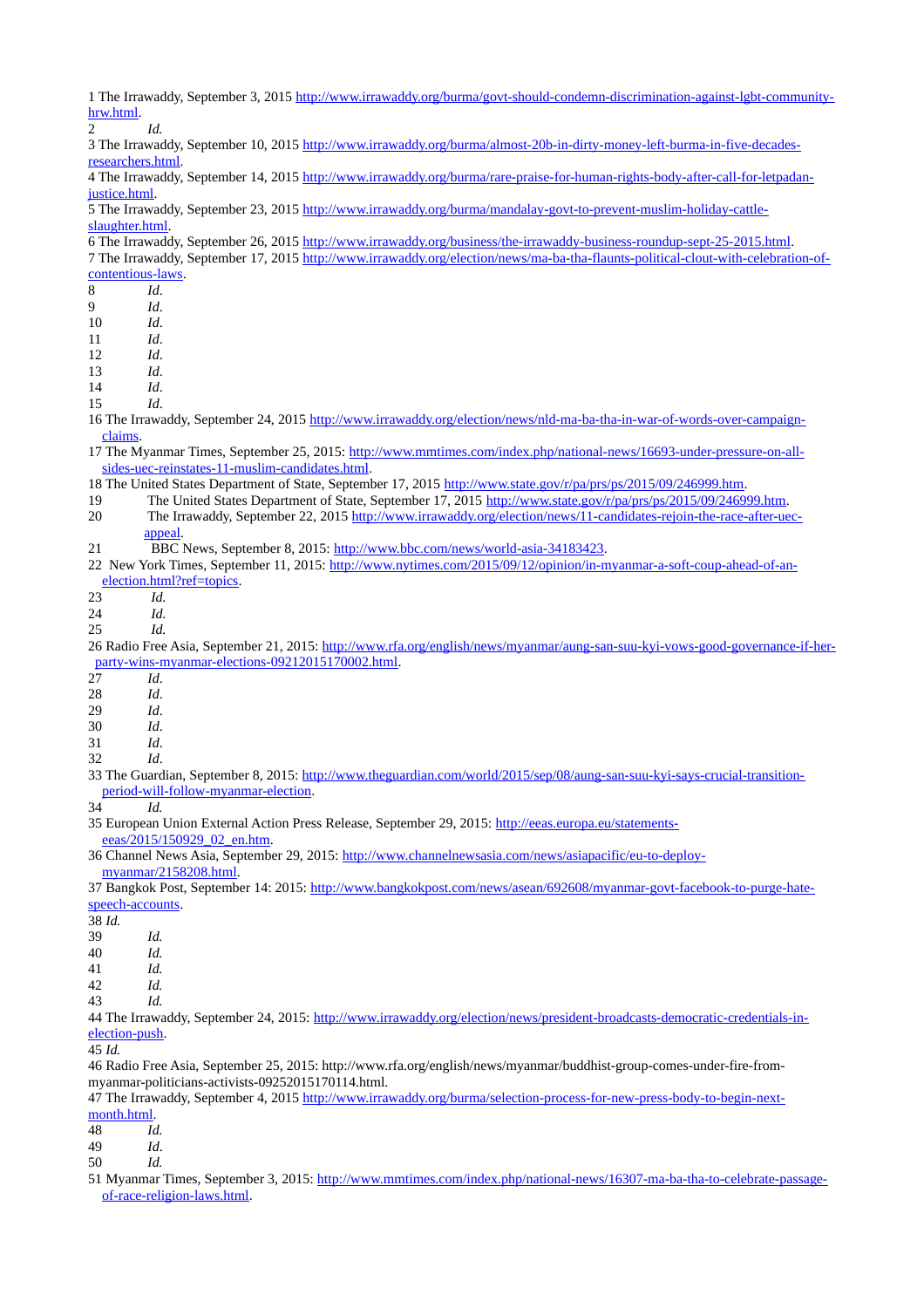1 The Irrawaddy, September 3, 2015 http://www.irrawaddy.org/burma/govt-should-condemn-discrimination-against-lgbt-community-hrw.html.

2 *Id.*

3 The Irrawaddy, September 10, 2015 http://www.irrawaddy.org/burma/almost-20b-in-dirty-money-left-burma-in-five-decades-researchers.html.

4 The Irrawaddy, September 14, 2015 http://www.irrawaddy.org/burma/rare-praise-for-human-rights-body-after-call-for-letpadan-justice.html.

5 The Irrawaddy, September 23, 2015 http://www.irrawaddy.org/burma/mandalay-govt-to-prevent-muslim-holiday-cattle-slaughter.html.

6 The Irrawaddy, September 26, 2015 http://www.irrawaddy.org/business/the-irrawaddy-business-roundup-sept-25-2015.html.

7 The Irrawaddy, September 17, 2015 http://www.irrawaddy.org/election/news/ma-ba-tha-flaunts-political-clout-with-celebration-of-contentious-laws.

8 *Id*.

9 *Id*.

10 *Id*.

11 *Id*.

12 *Id*.

13 *Id*.

14 *Id*.

15 *Id*.

16 The Irrawaddy, September 24, 2015 http://www.irrawaddy.org/election/news/nld-ma-ba-tha-in-war-of-words-over-campaign-claims.

17 The Myanmar Times, September 25, 2015: http://www.mmtimes.com/index.php/national-news/16693-under-pressure-on-all-sides-uec-reinstates-11-muslim-candidates.html.

18 The United States Department of State, September 17, 2015 http://www.state.gov/r/pa/prs/ps/2015/09/246999.htm.

19 The United States Department of State, September 17, 2015 http://www.state.gov/r/pa/prs/ps/2015/09/246999.htm.

20 The Irrawaddy, September 22, 2015 http://www.irrawaddy.org/election/news/11-candidates-rejoin-the-race-after-uec-appeal.

21 BBC News, September 8, 2015: http://www.bbc.com/news/world-asia-34183423.

22 New York Times, September 11, 2015: http://www.nytimes.com/2015/09/12/opinion/in-myanmar-a-soft-coup-ahead-of-an-election.html?ref=topics.

23 *Id.*

24 *Id.*

25 *Id.*

26 Radio Free Asia, September 21, 2015: http://www.rfa.org/english/news/myanmar/aung-san-suu-kyi-vows-good-governance-if-her-party-wins-myanmar-elections-09212015170002.html.

27 *Id*.

28 *Id*.

29 *Id*.

30 *Id*.

31 *Id*.

32 *Id*.

33 The Guardian, September 8, 2015: http://www.theguardian.com/world/2015/sep/08/aung-san-suu-kyi-says-crucial-transition-period-will-follow-myanmar-election.

34 *Id.*

35 European Union External Action Press Release, September 29, 2015: http://eeas.europa.eu/statements-eeas/2015/150929_02_en.htm.

36 Channel News Asia, September 29, 2015: http://www.channelnewsasia.com/news/asiapacific/eu-to-deploy-myanmar/2158208.html.

37 Bangkok Post, September 14: 2015: http://www.bangkokpost.com/news/asean/692608/myanmar-govt-facebook-to-purge-hate-speech-accounts.

38 *Id.*

39 *Id.*

40 *Id.*

41 *Id.*

42 *Id.*

43 *Id.*

44 The Irrawaddy, September 24, 2015: http://www.irrawaddy.org/election/news/president-broadcasts-democratic-credentials-in-election-push.

45 *Id.*

46 Radio Free Asia, September 25, 2015: http://www.rfa.org/english/news/myanmar/buddhist-group-comes-under-fire-from-myanmar-politicians-activists-09252015170114.html.

47 The Irrawaddy, September 4, 2015 http://www.irrawaddy.org/burma/selection-process-for-new-press-body-to-begin-next-month.html.

48 *Id.*

49 *Id.*

50 *Id.*

51 Myanmar Times, September 3, 2015: http://www.mmtimes.com/index.php/national-news/16307-ma-ba-tha-to-celebrate-passage-of-race-religion-laws.html.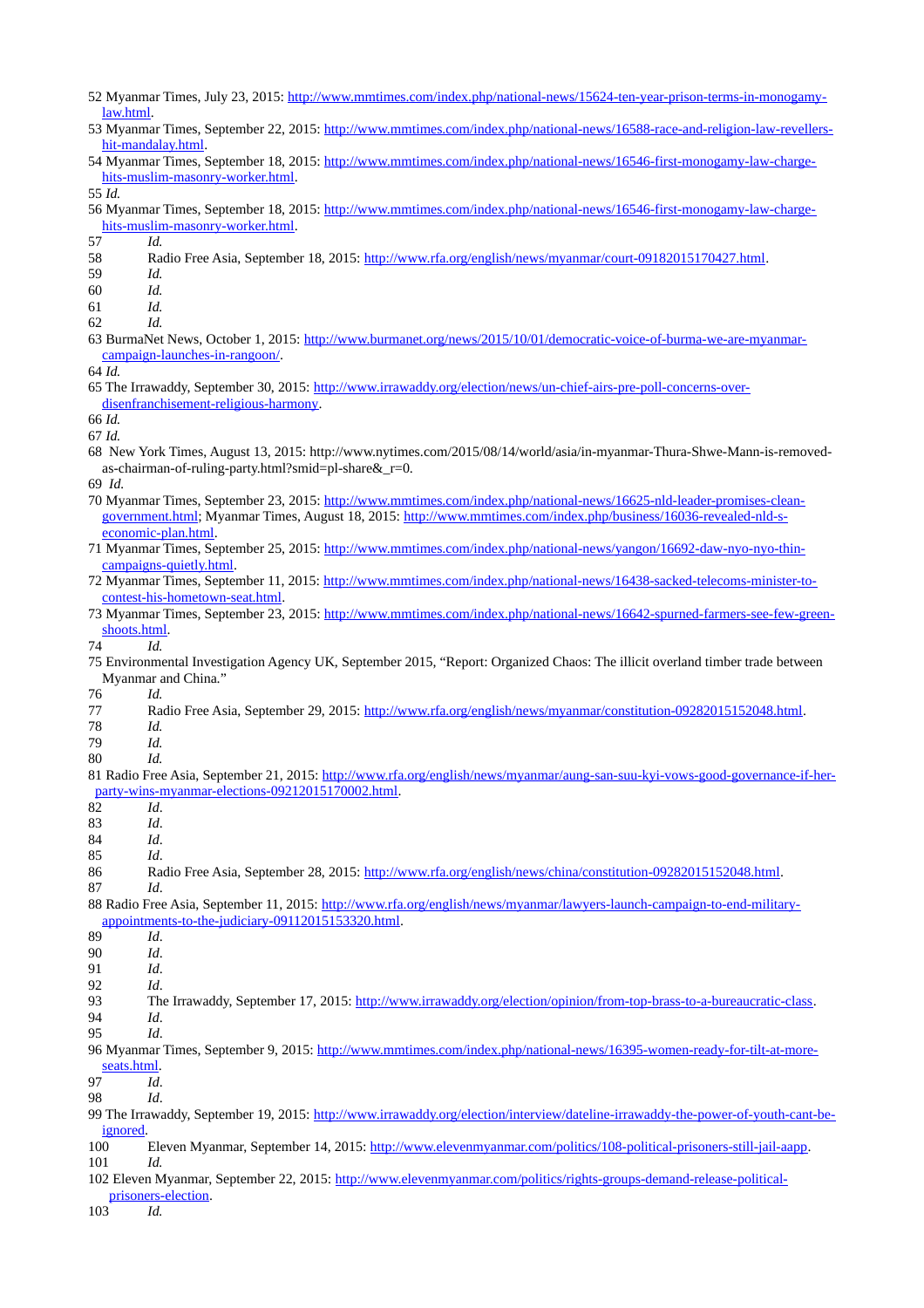52 Myanmar Times, July 23, 2015: http://www.mmtimes.com/index.php/national-news/15624-ten-year-prison-terms-in-monogamy-law.html.

53 Myanmar Times, September 22, 2015: http://www.mmtimes.com/index.php/national-news/16588-race-and-religion-law-revellers-hit-mandalay.html.

54 Myanmar Times, September 18, 2015: http://www.mmtimes.com/index.php/national-news/16546-first-monogamy-law-charge-hits-muslim-masonry-worker.html.

55 *Id.*

56 Myanmar Times, September 18, 2015: http://www.mmtimes.com/index.php/national-news/16546-first-monogamy-law-charge-hits-muslim-masonry-worker.html.

57 *Id.*

58 Radio Free Asia, September 18, 2015: http://www.rfa.org/english/news/myanmar/court-09182015170427.html.

59 *Id.*

60 *Id.*

61 *Id.*

62 *Id.*

63 BurmaNet News, October 1, 2015: http://www.burmanet.org/news/2015/10/01/democratic-voice-of-burma-we-are-myanmar-campaign-launches-in-rangoon/.

64 *Id.*

65 The Irrawaddy, September 30, 2015: http://www.irrawaddy.org/election/news/un-chief-airs-pre-poll-concerns-over-disenfranchisement-religious-harmony.

66 *Id.*

67 *Id.*

68 New York Times, August 13, 2015: http://www.nytimes.com/2015/08/14/world/asia/in-myanmar-Thura-Shwe-Mann-is-removed-as-chairman-of-ruling-party.html?smid=pl-share&_r=0.

69 *Id.*

70 Myanmar Times, September 23, 2015: http://www.mmtimes.com/index.php/national-news/16625-nld-leader-promises-clean-government.html; Myanmar Times, August 18, 2015: http://www.mmtimes.com/index.php/business/16036-revealed-nld-s-economic-plan.html.

71 Myanmar Times, September 25, 2015: http://www.mmtimes.com/index.php/national-news/yangon/16692-daw-nyo-nyo-thin-campaigns-quietly.html.

72 Myanmar Times, September 11, 2015: http://www.mmtimes.com/index.php/national-news/16438-sacked-telecoms-minister-to-contest-his-hometown-seat.html.

73 Myanmar Times, September 23, 2015: http://www.mmtimes.com/index.php/national-news/16642-spurned-farmers-see-few-green-shoots.html.

74 *Id.*

75 Environmental Investigation Agency UK, September 2015, "Report: Organized Chaos: The illicit overland timber trade between Myanmar and China."

76 *Id.*

77 Radio Free Asia, September 29, 2015: http://www.rfa.org/english/news/myanmar/constitution-09282015152048.html.

78 *Id.*

79 *Id.*

80 *Id.*

81 Radio Free Asia, September 21, 2015: http://www.rfa.org/english/news/myanmar/aung-san-suu-kyi-vows-good-governance-if-her-party-wins-myanmar-elections-09212015170002.html.

82 *Id.*

83 *Id.*

84 *Id.*

85 *Id.*

86 Radio Free Asia, September 28, 2015: http://www.rfa.org/english/news/china/constitution-09282015152048.html.

87 *Id.*

88 Radio Free Asia, September 11, 2015: http://www.rfa.org/english/news/myanmar/lawyers-launch-campaign-to-end-military-appointments-to-the-judiciary-09112015153320.html.

89 *Id.*

90 *Id.*

91 *Id.*

92 *Id.*

93 The Irrawaddy, September 17, 2015: http://www.irrawaddy.org/election/opinion/from-top-brass-to-a-bureaucratic-class.

94 *Id.*

95 *Id.*

96 Myanmar Times, September 9, 2015: http://www.mmtimes.com/index.php/national-news/16395-women-ready-for-tilt-at-more-seats.html.

97 *Id.*

98 *Id.*

99 The Irrawaddy, September 19, 2015: http://www.irrawaddy.org/election/interview/dateline-irrawaddy-the-power-of-youth-cant-be-ignored.

100 Eleven Myanmar, September 14, 2015: http://www.elevenmyanmar.com/politics/108-political-prisoners-still-jail-aapp.

101 *Id.*

102 Eleven Myanmar, September 22, 2015: http://www.elevenmyanmar.com/politics/rights-groups-demand-release-political-prisoners-election.

103 *Id.*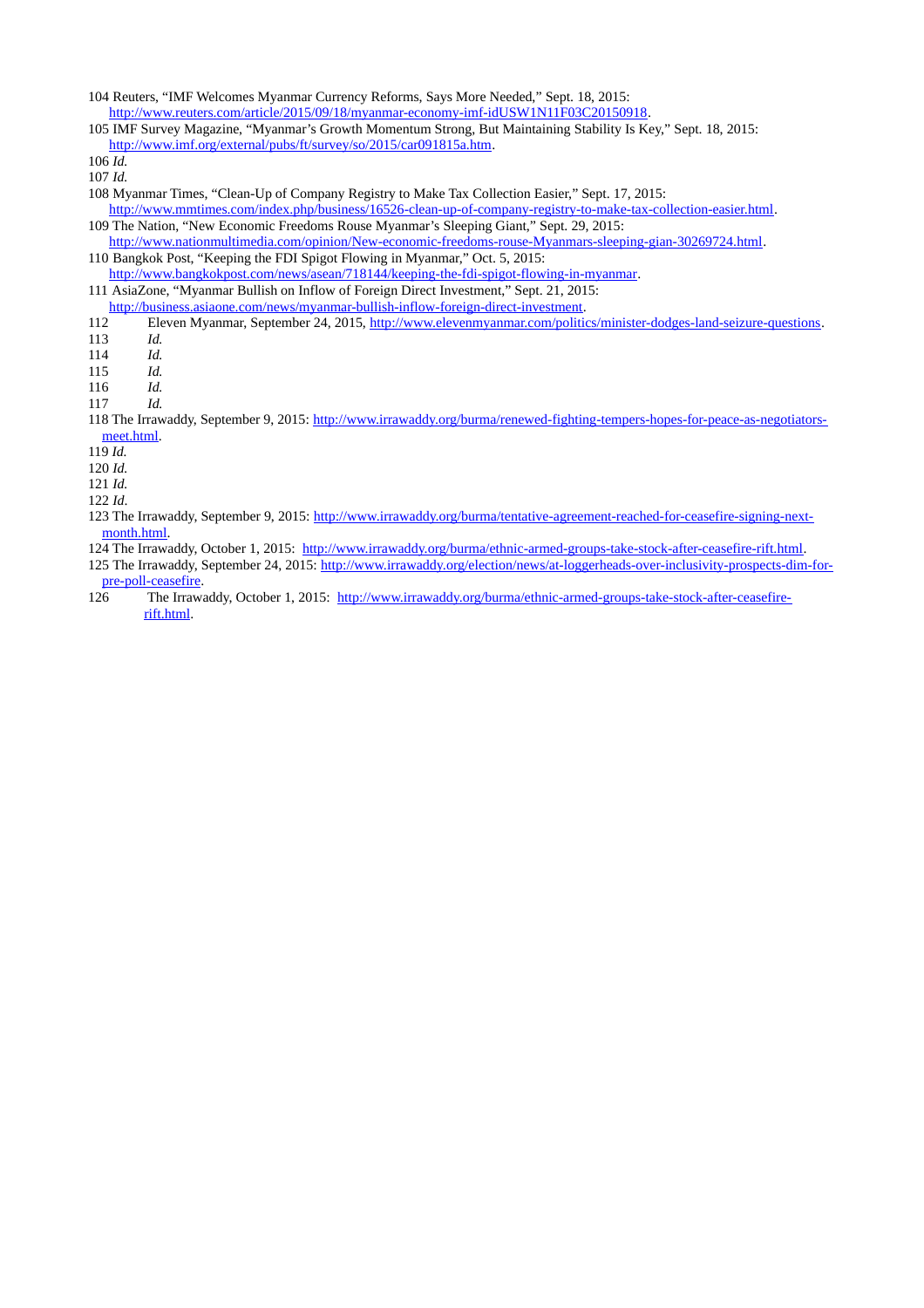104 Reuters, "IMF Welcomes Myanmar Currency Reforms, Says More Needed," Sept. 18, 2015: http://www.reuters.com/article/2015/09/18/myanmar-economy-imf-idUSW1N11F03C20150918.

105 IMF Survey Magazine, "Myanmar's Growth Momentum Strong, But Maintaining Stability Is Key," Sept. 18, 2015: http://www.imf.org/external/pubs/ft/survey/so/2015/car091815a.htm.

106 *Id.*

107 *Id.*

108 Myanmar Times, "Clean-Up of Company Registry to Make Tax Collection Easier," Sept. 17, 2015: http://www.mmtimes.com/index.php/business/16526-clean-up-of-company-registry-to-make-tax-collection-easier.html.

109 The Nation, "New Economic Freedoms Rouse Myanmar's Sleeping Giant," Sept. 29, 2015: http://www.nationmultimedia.com/opinion/New-economic-freedoms-rouse-Myanmars-sleeping-gian-30269724.html.

110 Bangkok Post, "Keeping the FDI Spigot Flowing in Myanmar," Oct. 5, 2015: http://www.bangkokpost.com/news/asean/718144/keeping-the-fdi-spigot-flowing-in-myanmar.

111 AsiaZone, "Myanmar Bullish on Inflow of Foreign Direct Investment," Sept. 21, 2015: http://business.asiaone.com/news/myanmar-bullish-inflow-foreign-direct-investment.

112 Eleven Myanmar, September 24, 2015, http://www.elevenmyanmar.com/politics/minister-dodges-land-seizure-questions.

113 *Id.*

114 *Id.*

115 *Id.*

116 *Id.*

117 *Id.*

118 The Irrawaddy, September 9, 2015: http://www.irrawaddy.org/burma/renewed-fighting-tempers-hopes-for-peace-as-negotiators-meet.html.

119 *Id.*

120 *Id.*

121 *Id.*

122 *Id*.

123 The Irrawaddy, September 9, 2015: http://www.irrawaddy.org/burma/tentative-agreement-reached-for-ceasefire-signing-next-month.html.

124 The Irrawaddy, October 1, 2015: http://www.irrawaddy.org/burma/ethnic-armed-groups-take-stock-after-ceasefire-rift.html.

125 The Irrawaddy, September 24, 2015: http://www.irrawaddy.org/election/news/at-loggerheads-over-inclusivity-prospects-dim-for-pre-poll-ceasefire.

126 The Irrawaddy, October 1, 2015: http://www.irrawaddy.org/burma/ethnic-armed-groups-take-stock-after-ceasefire-rift.html.